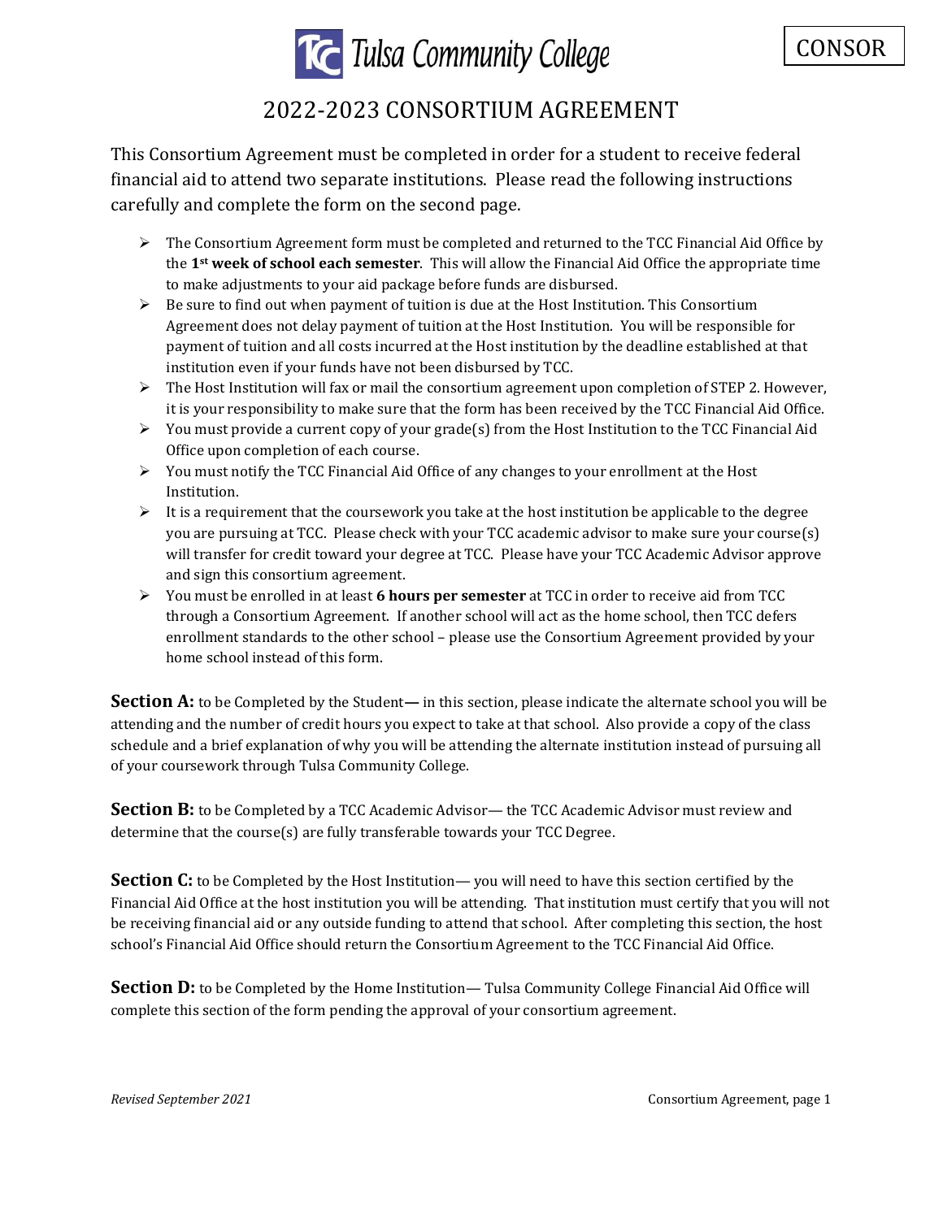Tulsa Community College

CONSOR

# 2022-2023 CONSORTIUM AGREEMENT

This Consortium Agreement must be completed in order for a student to receive federal financial aid to attend two separate institutions. Please read the following instructions carefully and complete the form on the second page.

- The Consortium Agreement form must be completed and returned to the TCC Financial Aid Office by the **1st week of school each semester**. This will allow the Financial Aid Office the appropriate time to make adjustments to your aid package before funds are disbursed.
- Be sure to find out when payment of tuition is due at the Host Institution. This Consortium Agreement does not delay payment of tuition at the Host Institution. You will be responsible for payment of tuition and all costs incurred at the Host institution by the deadline established at that institution even if your funds have not been disbursed by TCC.
- The Host Institution will fax or mail the consortium agreement upon completion of STEP 2. However, it is your responsibility to make sure that the form has been received by the TCC Financial Aid Office.
- You must provide a current copy of your grade(s) from the Host Institution to the TCC Financial Aid Office upon completion of each course.
- You must notify the TCC Financial Aid Office of any changes to your enrollment at the Host Institution.
- It is a requirement that the coursework you take at the host institution be applicable to the degree you are pursuing at TCC. Please check with your TCC academic advisor to make sure your course(s) will transfer for credit toward your degree at TCC. Please have your TCC Academic Advisor approve and sign this consortium agreement.
- You must be enrolled in at least **6 hours per semester** at TCC in order to receive aid from TCC through a Consortium Agreement. If another school will act as the home school, then TCC defers enrollment standards to the other school – please use the Consortium Agreement provided by your home school instead of this form.

**Section A:** to be Completed by the Student**—** in this section, please indicate the alternate school you will be attending and the number of credit hours you expect to take at that school. Also provide a copy of the class schedule and a brief explanation of why you will be attending the alternate institution instead of pursuing all of your coursework through Tulsa Community College.

**Section B:** to be Completed by a TCC Academic Advisor— the TCC Academic Advisor must review and determine that the course(s) are fully transferable towards your TCC Degree.

**Section C:** to be Completed by the Host Institution— you will need to have this section certified by the Financial Aid Office at the host institution you will be attending. That institution must certify that you will not be receiving financial aid or any outside funding to attend that school. After completing this section, the host school's Financial Aid Office should return the Consortium Agreement to the TCC Financial Aid Office.

**Section D:** to be Completed by the Home Institution— Tulsa Community College Financial Aid Office will complete this section of the form pending the approval of your consortium agreement.

*Revised September 2021*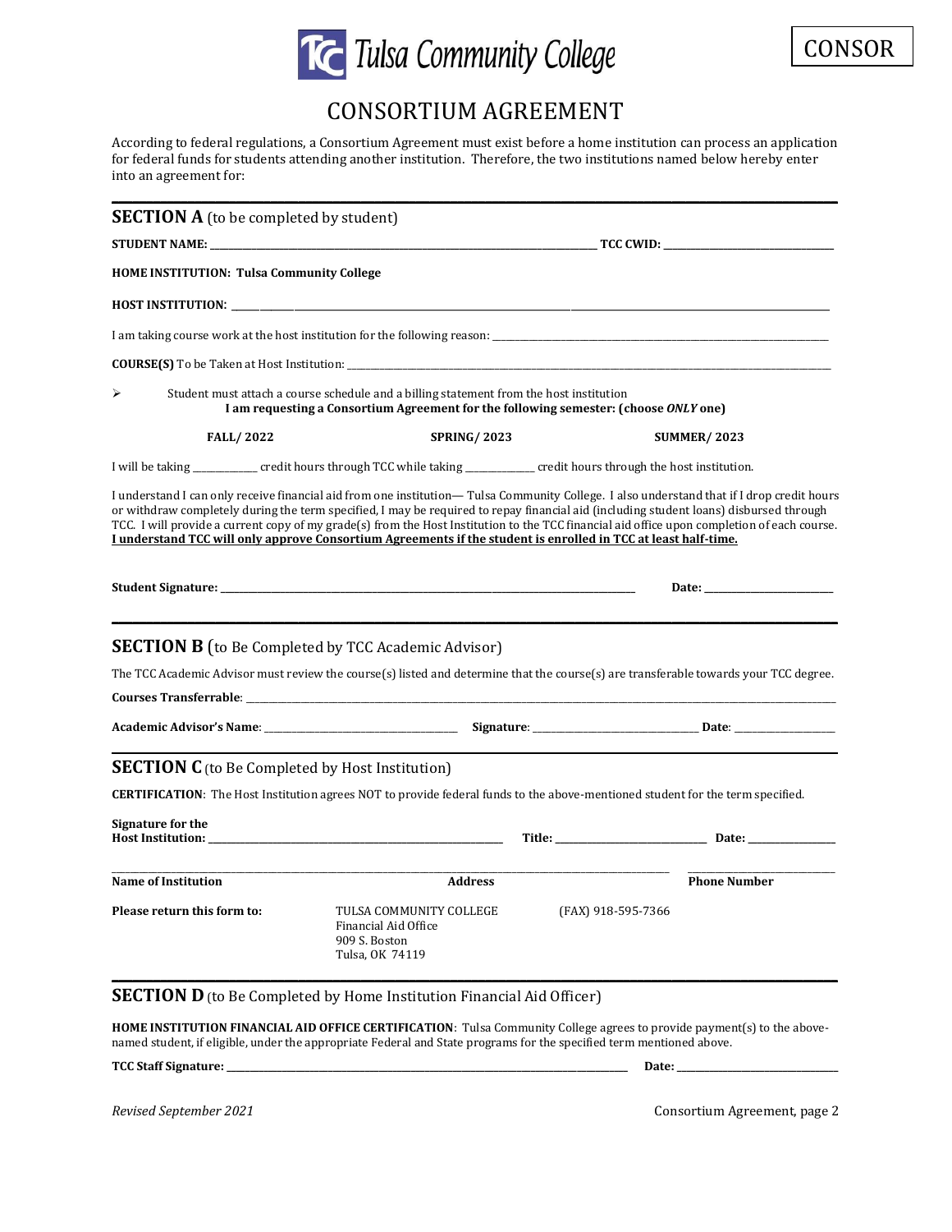Tulsa Community College

CONSOR

# CONSORTIUM AGREEMENT

According to federal regulations, a Consortium Agreement must exist before a home institution can process an application for federal funds for students attending another institution. Therefore, the two institutions named below hereby enter into an agreement for:

## SECTION A (to be completed by student)

**STUDENT NAME:** ______________________________ **TCC CWID:** ______________________

**HOME INSTITUTION: Tulsa Community College**

**HOST INSTITUTION:** ______________________________

I am taking course work at the host institution for the following reason: ______________________________

**COURSE(S)** To be Taken at Host Institution: ______________________________

- Student must attach a course schedule and a billing statement from the host institution

**I am requesting a Consortium Agreement for the following semester: (choose *ONLY* one)**

**FALL/ 2022** **SPRING/ 2023** **SUMMER/ 2023**

I will be taking __________ credit hours through TCC while taking __________ credit hours through the host institution.

I understand I can only receive financial aid from one institution— Tulsa Community College. I also understand that if I drop credit hours or withdraw completely during the term specified, I may be required to repay financial aid (including student loans) disbursed through TCC. I will provide a current copy of my grade(s) from the Host Institution to the TCC financial aid office upon completion of each course. **I understand TCC will only approve Consortium Agreements if the student is enrolled in TCC at least half-time.**

**Student Signature:** ______________________________ **Date:** ______________

## SECTION B (to Be Completed by TCC Academic Advisor)

The TCC Academic Advisor must review the course(s) listed and determine that the course(s) are transferable towards your TCC degree.

**Courses Transferrable**: ______________________________

**Academic Advisor's Name**: ______________________ **Signature**: ______________________ **Date**: ______________

## SECTION C (to Be Completed by Host Institution)

**CERTIFICATION**: The Host Institution agrees NOT to provide federal funds to the above-mentioned student for the term specified.

**Signature for the Host Institution:** ______________________ **Title:** ______________ **Date:** ______________

______________________________________________ ______________

**Name of Institution** **Address** **Phone Number**

**Please return this form to:**

TULSA COMMUNITY COLLEGE
Financial Aid Office
909 S. Boston
Tulsa, OK 74119

(FAX) 918-595-7366

## SECTION D (to Be Completed by Home Institution Financial Aid Officer)

**HOME INSTITUTION FINANCIAL AID OFFICE CERTIFICATION**: Tulsa Community College agrees to provide payment(s) to the above-named student, if eligible, under the appropriate Federal and State programs for the specified term mentioned above.

**TCC Staff Signature:** ______________________________ **Date:** ______________

*Revised September 2021*